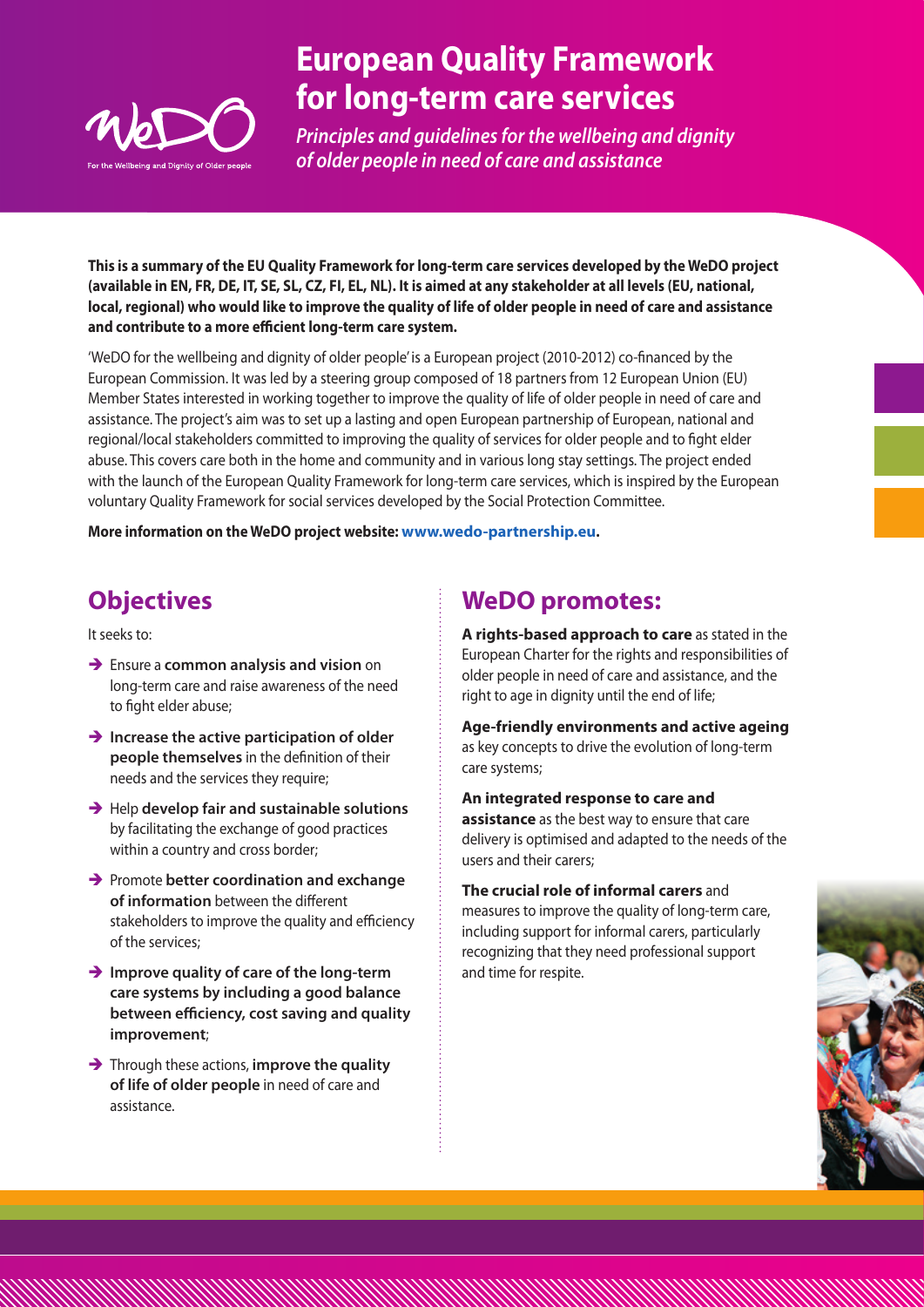# European Quality Framework for long-term care services

*Principles and guidelines for the wellbeing and dignity of older people in need of care and assistance*

**This is a summary of the EU Quality Framework for long-term care services developed by the WeDO project (available in EN, FR, DE, IT, SE, SL, CZ, FI, EL, NL). It is aimed at any stakeholder at all levels (EU, national, local, regional) who would like to improve the quality of life of older people in need of care and assistance and contribute to a more efficient long-term care system.**

'WeDO for the wellbeing and dignity of older people' is a European project (2010-2012) co-financed by the European Commission. It was led by a steering group composed of 18 partners from 12 European Union (EU) Member States interested in working together to improve the quality of life of older people in need of care and assistance. The project's aim was to set up a lasting and open European partnership of European, national and regional/local stakeholders committed to improving the quality of services for older people and to fight elder abuse. This covers care both in the home and community and in various long stay settings. The project ended with the launch of the European Quality Framework for long-term care services, which is inspired by the European voluntary Quality Framework for social services developed by the Social Protection Committee.

**More information on the WeDO project website: www.wedo-partnership.eu.**

## Objectives

It seeks to:

- Ensure a **common analysis and vision** on long-term care and raise awareness of the need to fight elder abuse;
- **Increase the active participation of older people themselves** in the definition of their needs and the services they require;
- Help **develop fair and sustainable solutions** by facilitating the exchange of good practices within a country and cross border;
- Promote **better coordination and exchange of information** between the different stakeholders to improve the quality and efficiency of the services;
- **Improve quality of care of the long-term care systems by including a good balance between efficiency, cost saving and quality improvement**;
- Through these actions, **improve the quality of life of older people** in need of care and assistance.

## WeDO promotes:

**A rights-based approach to care** as stated in the European Charter for the rights and responsibilities of older people in need of care and assistance, and the right to age in dignity until the end of life;

**Age-friendly environments and active ageing** as key concepts to drive the evolution of long-term care systems;

**An integrated response to care and assistance** as the best way to ensure that care delivery is optimised and adapted to the needs of the users and their carers;

**The crucial role of informal carers** and measures to improve the quality of long-term care, including support for informal carers, particularly recognizing that they need professional support and time for respite.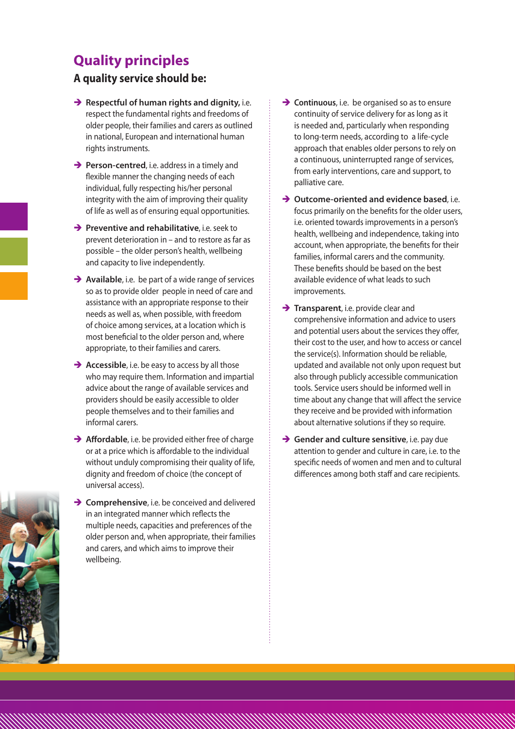## Quality principles

### A quality service should be:

- **Respectful of human rights and dignity,** i.e. respect the fundamental rights and freedoms of older people, their families and carers as outlined in national, European and international human rights instruments.
- **Person-centred**, i.e. address in a timely and flexible manner the changing needs of each individual, fully respecting his/her personal integrity with the aim of improving their quality of life as well as of ensuring equal opportunities.
- **Preventive and rehabilitative**, i.e. seek to prevent deterioration in – and to restore as far as possible – the older person's health, wellbeing and capacity to live independently.
- **Available**, i.e. be part of a wide range of services so as to provide older people in need of care and assistance with an appropriate response to their needs as well as, when possible, with freedom of choice among services, at a location which is most beneficial to the older person and, where appropriate, to their families and carers.
- **Accessible**, i.e. be easy to access by all those who may require them. Information and impartial advice about the range of available services and providers should be easily accessible to older people themselves and to their families and informal carers.
- **Affordable**, i.e. be provided either free of charge or at a price which is affordable to the individual without unduly compromising their quality of life, dignity and freedom of choice (the concept of universal access).
- **Comprehensive**, i.e. be conceived and delivered in an integrated manner which reflects the multiple needs, capacities and preferences of the older person and, when appropriate, their families and carers, and which aims to improve their wellbeing.
- **Continuous**, i.e. be organised so as to ensure continuity of service delivery for as long as it is needed and, particularly when responding to long-term needs, according to a life-cycle approach that enables older persons to rely on a continuous, uninterrupted range of services, from early interventions, care and support, to palliative care.
- **Outcome-oriented and evidence based**, i.e. focus primarily on the benefits for the older users, i.e. oriented towards improvements in a person's health, wellbeing and independence, taking into account, when appropriate, the benefits for their families, informal carers and the community. These benefits should be based on the best available evidence of what leads to such improvements.
- **Transparent**, i.e. provide clear and comprehensive information and advice to users and potential users about the services they offer, their cost to the user, and how to access or cancel the service(s). Information should be reliable, updated and available not only upon request but also through publicly accessible communication tools. Service users should be informed well in time about any change that will affect the service they receive and be provided with information about alternative solutions if they so require.
- **Gender and culture sensitive**, i.e. pay due attention to gender and culture in care, i.e. to the specific needs of women and men and to cultural differences among both staff and care recipients.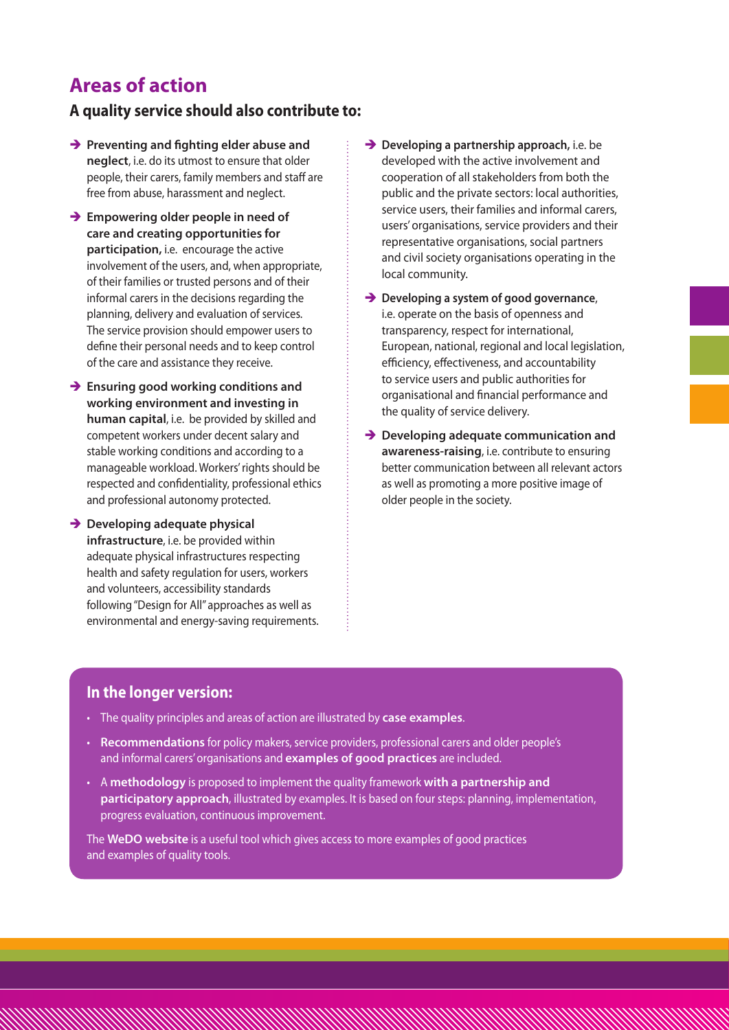## Areas of action

### A quality service should also contribute to:

- **Preventing and fighting elder abuse and neglect**, i.e. do its utmost to ensure that older people, their carers, family members and staff are free from abuse, harassment and neglect.
- **Empowering older people in need of care and creating opportunities for participation,** i.e. encourage the active involvement of the users, and, when appropriate, of their families or trusted persons and of their informal carers in the decisions regarding the planning, delivery and evaluation of services. The service provision should empower users to define their personal needs and to keep control of the care and assistance they receive.
- **Ensuring good working conditions and working environment and investing in human capital**, i.e. be provided by skilled and competent workers under decent salary and stable working conditions and according to a manageable workload. Workers' rights should be respected and confidentiality, professional ethics and professional autonomy protected.
- **Developing adequate physical infrastructure**, i.e. be provided within adequate physical infrastructures respecting health and safety regulation for users, workers and volunteers, accessibility standards following "Design for All" approaches as well as environmental and energy-saving requirements.
- **Developing a partnership approach,** i.e. be developed with the active involvement and cooperation of all stakeholders from both the public and the private sectors: local authorities, service users, their families and informal carers, users' organisations, service providers and their representative organisations, social partners and civil society organisations operating in the local community.
- **Developing a system of good governance**, i.e. operate on the basis of openness and transparency, respect for international, European, national, regional and local legislation, efficiency, effectiveness, and accountability to service users and public authorities for organisational and financial performance and the quality of service delivery.
- **Developing adequate communication and awareness-raising**, i.e. contribute to ensuring better communication between all relevant actors as well as promoting a more positive image of older people in the society.

### In the longer version:

- The quality principles and areas of action are illustrated by **case examples**.
- **Recommendations** for policy makers, service providers, professional carers and older people's and informal carers' organisations and **examples of good practices** are included.
- A **methodology** is proposed to implement the quality framework **with a partnership and participatory approach**, illustrated by examples. It is based on four steps: planning, implementation, progress evaluation, continuous improvement.

The **WeDO website** is a useful tool which gives access to more examples of good practices and examples of quality tools.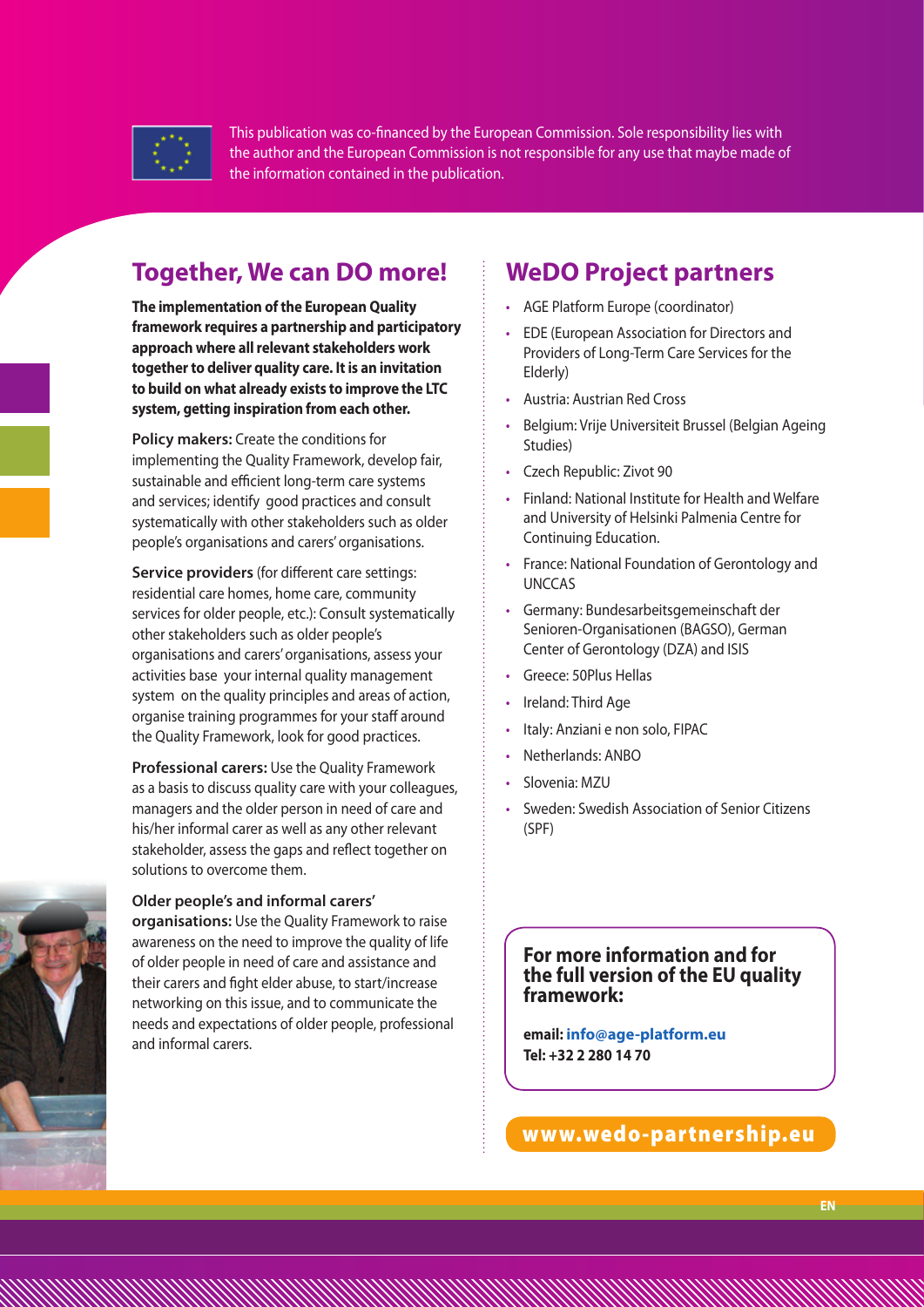This publication was co-financed by the European Commission. Sole responsibility lies with the author and the European Commission is not responsible for any use that maybe made of the information contained in the publication.

## Together, We can DO more!

**The implementation of the European Quality framework requires a partnership and participatory approach where all relevant stakeholders work together to deliver quality care. It is an invitation to build on what already exists to improve the LTC system, getting inspiration from each other.**

**Policy makers:** Create the conditions for implementing the Quality Framework, develop fair, sustainable and efficient long-term care systems and services; identify good practices and consult systematically with other stakeholders such as older people's organisations and carers' organisations.

**Service providers** (for different care settings: residential care homes, home care, community services for older people, etc.): Consult systematically other stakeholders such as older people's organisations and carers' organisations, assess your activities base your internal quality management system on the quality principles and areas of action, organise training programmes for your staff around the Quality Framework, look for good practices.

**Professional carers:** Use the Quality Framework as a basis to discuss quality care with your colleagues, managers and the older person in need of care and his/her informal carer as well as any other relevant stakeholder, assess the gaps and reflect together on solutions to overcome them.

**Older people's and informal carers' organisations:** Use the Quality Framework to raise awareness on the need to improve the quality of life of older people in need of care and assistance and their carers and fight elder abuse, to start/increase networking on this issue, and to communicate the needs and expectations of older people, professional and informal carers.

## WeDO Project partners

- AGE Platform Europe (coordinator)
- EDE (European Association for Directors and Providers of Long-Term Care Services for the Elderly)
- Austria: Austrian Red Cross
- Belgium: Vrije Universiteit Brussel (Belgian Ageing Studies)
- Czech Republic: Zivot 90
- Finland: National Institute for Health and Welfare and University of Helsinki Palmenia Centre for Continuing Education.
- France: National Foundation of Gerontology and UNCCAS
- Germany: Bundesarbeitsgemeinschaft der Senioren-Organisationen (BAGSO), German Center of Gerontology (DZA) and ISIS
- Greece: 50Plus Hellas
- Ireland: Third Age
- Italy: Anziani e non solo, FIPAC
- Netherlands: ANBO
- Slovenia: MZU
- Sweden: Swedish Association of Senior Citizens (SPF)

**For more information and for the full version of the EU quality framework:**

**email: info@age-platform.eu**
**Tel: +32 2 280 14 70**

**www.wedo-partnership.eu**

EN